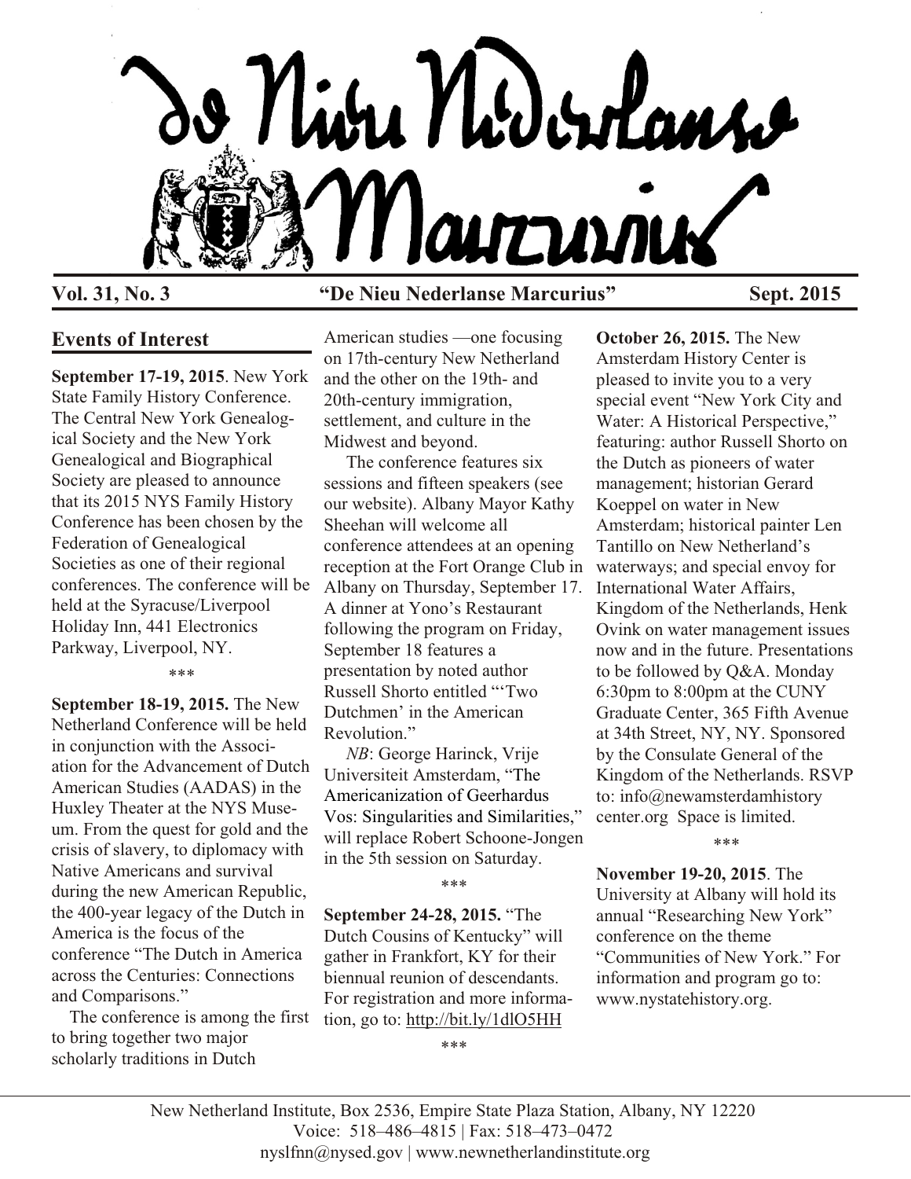# De Nieu Nederlanse Marcurius

**Vol. 31, No. 3** **"De Nieu Nederlanse Marcurius"** **Sept. 2015**

## Events of Interest

**September 17-19, 2015**. New York State Family History Conference. The Central New York Genealogical Society and the New York Genealogical and Biographical Society are pleased to announce that its 2015 NYS Family History Conference has been chosen by the Federation of Genealogical Societies as one of their regional conferences. The conference will be held at the Syracuse/Liverpool Holiday Inn, 441 Electronics Parkway, Liverpool, NY.

\*\*\*

**September 18-19, 2015.** The New Netherland Conference will be held in conjunction with the Association for the Advancement of Dutch American Studies (AADAS) in the Huxley Theater at the NYS Museum. From the quest for gold and the crisis of slavery, to diplomacy with Native Americans and survival during the new American Republic, the 400-year legacy of the Dutch in America is the focus of the conference "The Dutch in America across the Centuries: Connections and Comparisons."

The conference is among the first to bring together two major scholarly traditions in Dutch American studies —one focusing on 17th-century New Netherland and the other on the 19th- and 20th-century immigration, settlement, and culture in the Midwest and beyond.

The conference features six sessions and fifteen speakers (see our website). Albany Mayor Kathy Sheehan will welcome all conference attendees at an opening reception at the Fort Orange Club in Albany on Thursday, September 17. A dinner at Yono's Restaurant following the program on Friday, September 18 features a presentation by noted author Russell Shorto entitled "'Two Dutchmen' in the American Revolution."

*NB*: George Harinck, Vrije Universiteit Amsterdam, "The Americanization of Geerhardus Vos: Singularities and Similarities," will replace Robert Schoone-Jongen in the 5th session on Saturday.

\*\*\*

**September 24-28, 2015.** "The Dutch Cousins of Kentucky" will gather in Frankfort, KY for their biennual reunion of descendants. For registration and more information, go to: http://bit.ly/1dlO5HH

\*\*\*

**October 26, 2015.** The New Amsterdam History Center is pleased to invite you to a very special event "New York City and Water: A Historical Perspective," featuring: author Russell Shorto on the Dutch as pioneers of water management; historian Gerard Koeppel on water in New Amsterdam; historical painter Len Tantillo on New Netherland's waterways; and special envoy for International Water Affairs, Kingdom of the Netherlands, Henk Ovink on water management issues now and in the future. Presentations to be followed by Q&A. Monday 6:30pm to 8:00pm at the CUNY Graduate Center, 365 Fifth Avenue at 34th Street, NY, NY. Sponsored by the Consulate General of the Kingdom of the Netherlands. RSVP to: info@newamsterdamhistorycenter.org Space is limited.

\*\*\*

**November 19-20, 2015**. The University at Albany will hold its annual "Researching New York" conference on the theme "Communities of New York." For information and program go to: www.nystatehistory.org.

New Netherland Institute, Box 2536, Empire State Plaza Station, Albany, NY 12220
Voice: 518–486–4815 | Fax: 518–473–0472
nyslfnn@nysed.gov | www.newnetherlandinstitute.org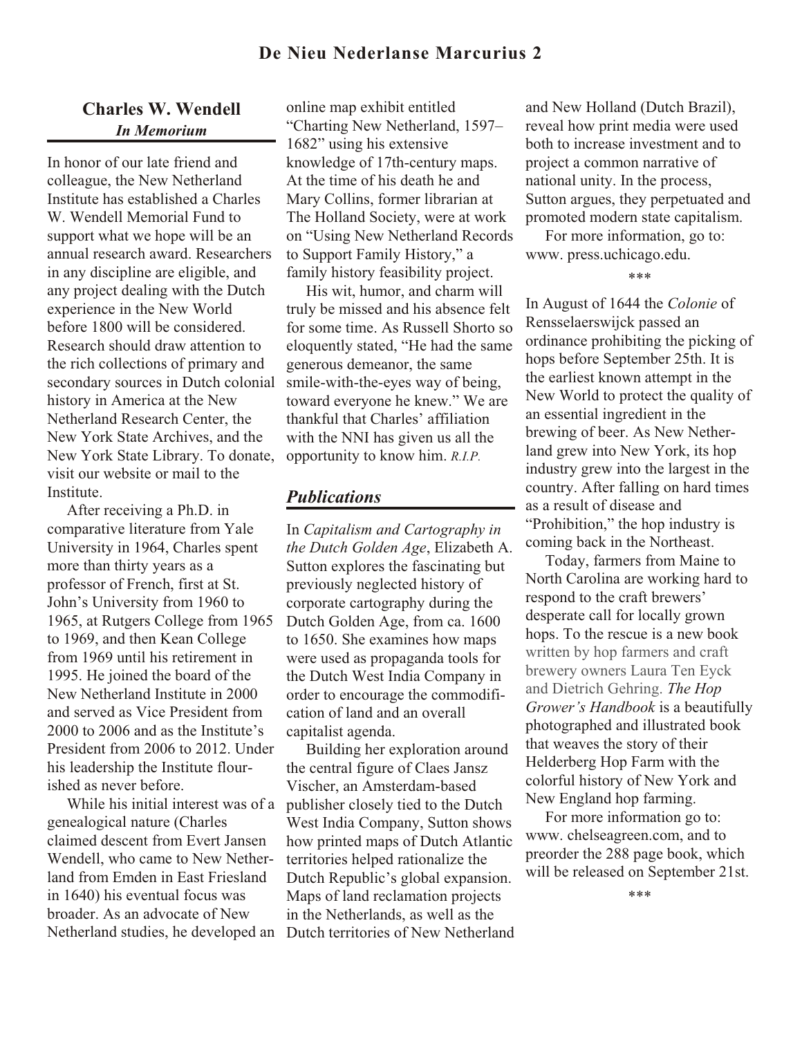## Charles W. Wendell

### *In Memorium*

In honor of our late friend and colleague, the New Netherland Institute has established a Charles W. Wendell Memorial Fund to support what we hope will be an annual research award. Researchers in any discipline are eligible, and any project dealing with the Dutch experience in the New World before 1800 will be considered. Research should draw attention to the rich collections of primary and secondary sources in Dutch colonial history in America at the New Netherland Research Center, the New York State Archives, and the New York State Library. To donate, visit our website or mail to the Institute.

After receiving a Ph.D. in comparative literature from Yale University in 1964, Charles spent more than thirty years as a professor of French, first at St. John's University from 1960 to 1965, at Rutgers College from 1965 to 1969, and then Kean College from 1969 until his retirement in 1995. He joined the board of the New Netherland Institute in 2000 and served as Vice President from 2000 to 2006 and as the Institute's President from 2006 to 2012. Under his leadership the Institute flourished as never before.

While his initial interest was of a genealogical nature (Charles claimed descent from Evert Jansen Wendell, who came to New Netherland from Emden in East Friesland in 1640) his eventual focus was broader. As an advocate of New Netherland studies, he developed an online map exhibit entitled "Charting New Netherland, 1597–1682" using his extensive knowledge of 17th-century maps. At the time of his death he and Mary Collins, former librarian at The Holland Society, were at work on "Using New Netherland Records to Support Family History," a family history feasibility project.

His wit, humor, and charm will truly be missed and his absence felt for some time. As Russell Shorto so eloquently stated, "He had the same generous demeanor, the same smile-with-the-eyes way of being, toward everyone he knew." We are thankful that Charles' affiliation with the NNI has given us all the opportunity to know him. *R.I.P.*

## *Publications*

In *Capitalism and Cartography in the Dutch Golden Age*, Elizabeth A. Sutton explores the fascinating but previously neglected history of corporate cartography during the Dutch Golden Age, from ca. 1600 to 1650. She examines how maps were used as propaganda tools for the Dutch West India Company in order to encourage the commodification of land and an overall capitalist agenda.

Building her exploration around the central figure of Claes Jansz Vischer, an Amsterdam-based publisher closely tied to the Dutch West India Company, Sutton shows how printed maps of Dutch Atlantic territories helped rationalize the Dutch Republic's global expansion. Maps of land reclamation projects in the Netherlands, as well as the Dutch territories of New Netherland and New Holland (Dutch Brazil), reveal how print media were used both to increase investment and to project a common narrative of national unity. In the process, Sutton argues, they perpetuated and promoted modern state capitalism.

For more information, go to: www. press.uchicago.edu.

\*\*\*

In August of 1644 the *Colonie* of Rensselaerswijck passed an ordinance prohibiting the picking of hops before September 25th. It is the earliest known attempt in the New World to protect the quality of an essential ingredient in the brewing of beer. As New Netherland grew into New York, its hop industry grew into the largest in the country. After falling on hard times as a result of disease and "Prohibition," the hop industry is coming back in the Northeast.

Today, farmers from Maine to North Carolina are working hard to respond to the craft brewers' desperate call for locally grown hops. To the rescue is a new book written by hop farmers and craft brewery owners Laura Ten Eyck and Dietrich Gehring. *The Hop Grower's Handbook* is a beautifully photographed and illustrated book that weaves the story of their Helderberg Hop Farm with the colorful history of New York and New England hop farming.

For more information go to: www. chelseagreen.com, and to preorder the 288 page book, which will be released on September 21st.

\*\*\*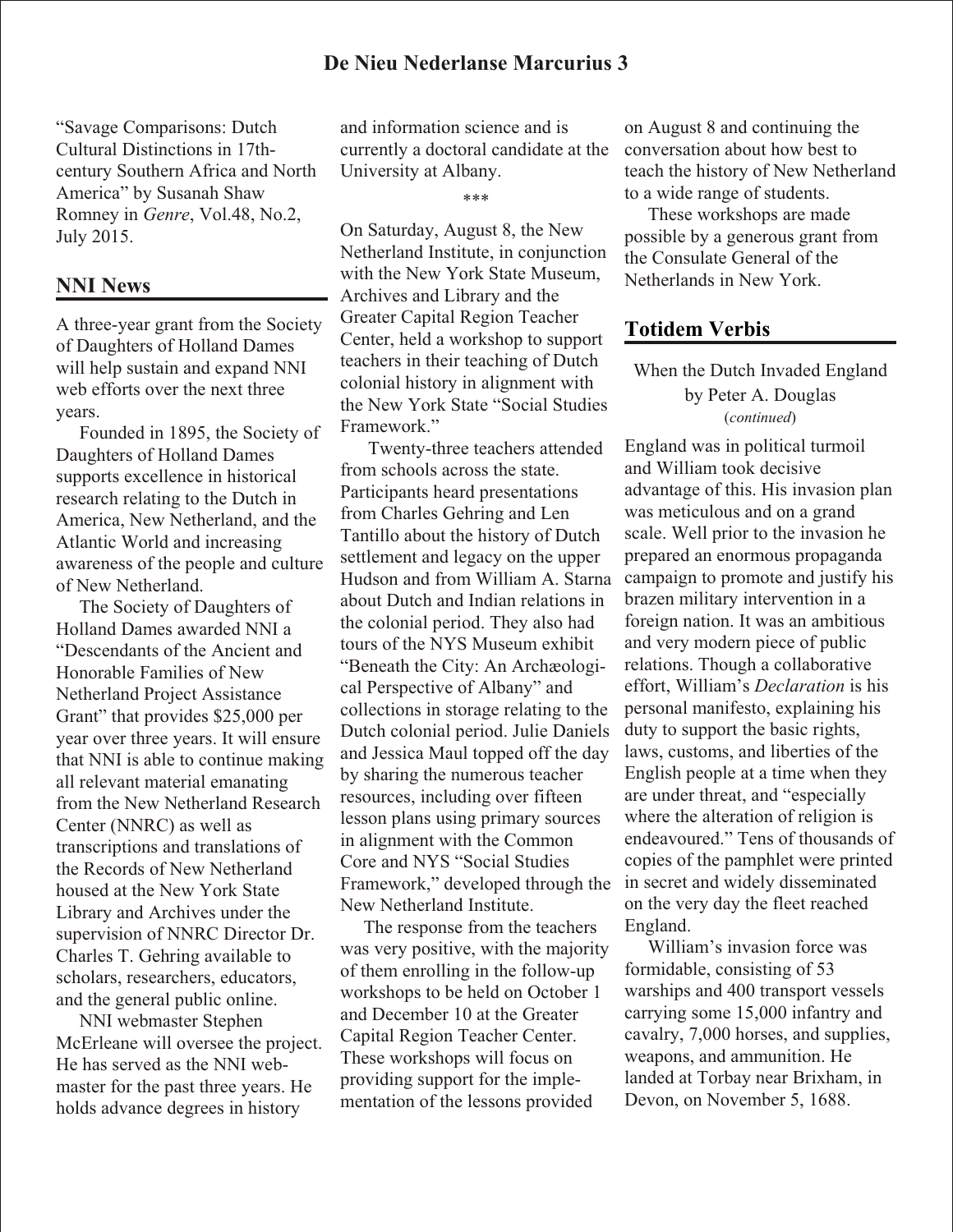"Savage Comparisons: Dutch Cultural Distinctions in 17th-century Southern Africa and North America" by Susanah Shaw Romney in *Genre*, Vol.48, No.2, July 2015.

## NNI News

A three-year grant from the Society of Daughters of Holland Dames will help sustain and expand NNI web efforts over the next three years.

Founded in 1895, the Society of Daughters of Holland Dames supports excellence in historical research relating to the Dutch in America, New Netherland, and the Atlantic World and increasing awareness of the people and culture of New Netherland.

The Society of Daughters of Holland Dames awarded NNI a "Descendants of the Ancient and Honorable Families of New Netherland Project Assistance Grant" that provides $25,000 per year over three years. It will ensure that NNI is able to continue making all relevant material emanating from the New Netherland Research Center (NNRC) as well as transcriptions and translations of the Records of New Netherland housed at the New York State Library and Archives under the supervision of NNRC Director Dr. Charles T. Gehring available to scholars, researchers, educators, and the general public online.

NNI webmaster Stephen McErleane will oversee the project. He has served as the NNI webmaster for the past three years. He holds advance degrees in history and information science and is currently a doctoral candidate at the University at Albany.

\*\*\*

On Saturday, August 8, the New Netherland Institute, in conjunction with the New York State Museum, Archives and Library and the Greater Capital Region Teacher Center, held a workshop to support teachers in their teaching of Dutch colonial history in alignment with the New York State "Social Studies Framework."

Twenty-three teachers attended from schools across the state. Participants heard presentations from Charles Gehring and Len Tantillo about the history of Dutch settlement and legacy on the upper Hudson and from William A. Starna about Dutch and Indian relations in the colonial period. They also had tours of the NYS Museum exhibit "Beneath the City: An Archæological Perspective of Albany" and collections in storage relating to the Dutch colonial period. Julie Daniels and Jessica Maul topped off the day by sharing the numerous teacher resources, including over fifteen lesson plans using primary sources in alignment with the Common Core and NYS "Social Studies Framework," developed through the New Netherland Institute.

The response from the teachers was very positive, with the majority of them enrolling in the follow-up workshops to be held on October 1 and December 10 at the Greater Capital Region Teacher Center. These workshops will focus on providing support for the implementation of the lessons provided on August 8 and continuing the conversation about how best to teach the history of New Netherland to a wide range of students.

These workshops are made possible by a generous grant from the Consulate General of the Netherlands in New York.

## Totidem Verbis

When the Dutch Invaded England
by Peter A. Douglas
(*continued*)

England was in political turmoil and William took decisive advantage of this. His invasion plan was meticulous and on a grand scale. Well prior to the invasion he prepared an enormous propaganda campaign to promote and justify his brazen military intervention in a foreign nation. It was an ambitious and very modern piece of public relations. Though a collaborative effort, William's *Declaration* is his personal manifesto, explaining his duty to support the basic rights, laws, customs, and liberties of the English people at a time when they are under threat, and "especially where the alteration of religion is endeavoured." Tens of thousands of copies of the pamphlet were printed in secret and widely disseminated on the very day the fleet reached England.

William's invasion force was formidable, consisting of 53 warships and 400 transport vessels carrying some 15,000 infantry and cavalry, 7,000 horses, and supplies, weapons, and ammunition. He landed at Torbay near Brixham, in Devon, on November 5, 1688.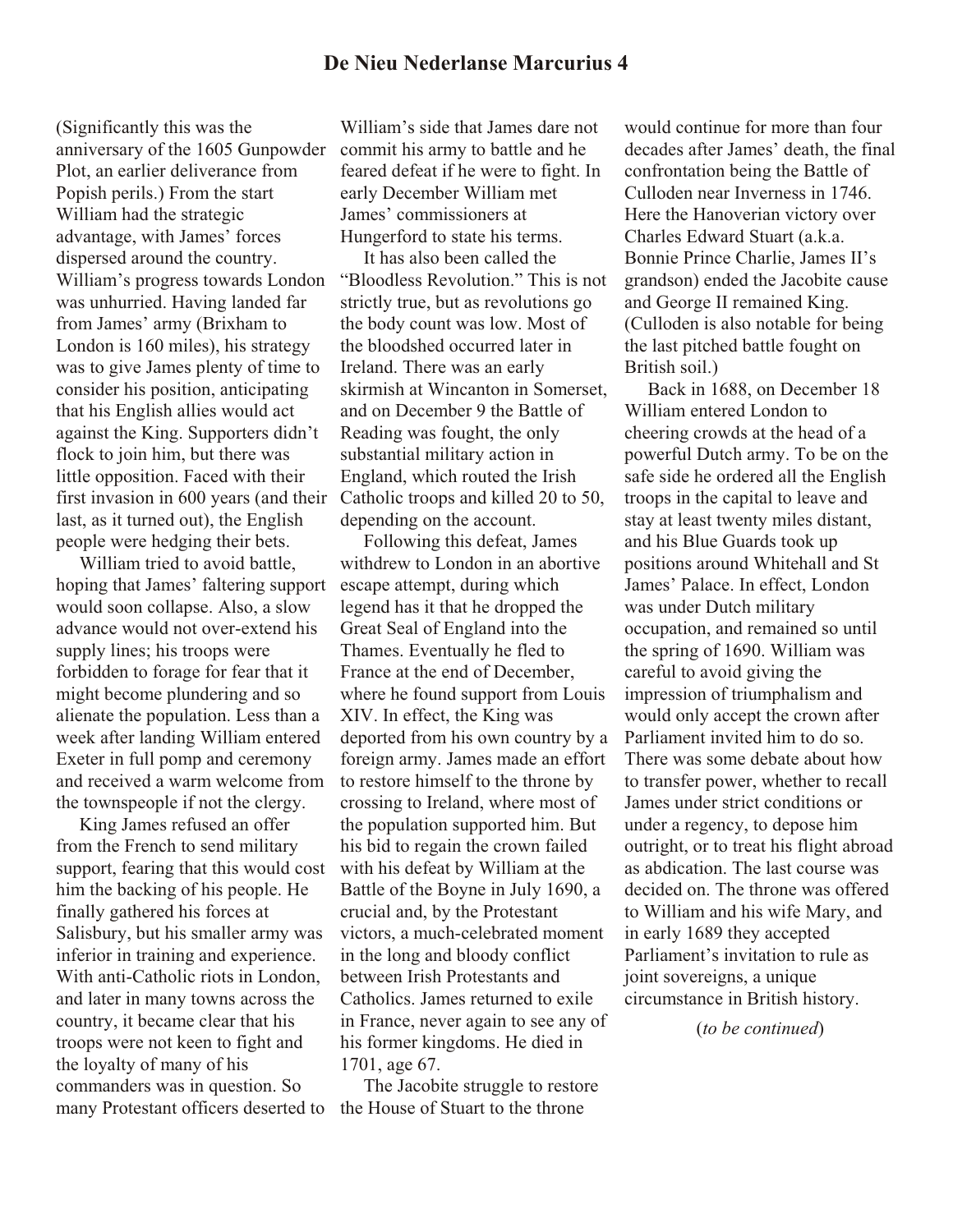(Significantly this was the anniversary of the 1605 Gunpowder Plot, an earlier deliverance from Popish perils.) From the start William had the strategic advantage, with James' forces dispersed around the country. William's progress towards London was unhurried. Having landed far from James' army (Brixham to London is 160 miles), his strategy was to give James plenty of time to consider his position, anticipating that his English allies would act against the King. Supporters didn't flock to join him, but there was little opposition. Faced with their first invasion in 600 years (and their last, as it turned out), the English people were hedging their bets.

William tried to avoid battle, hoping that James' faltering support would soon collapse. Also, a slow advance would not over-extend his supply lines; his troops were forbidden to forage for fear that it might become plundering and so alienate the population. Less than a week after landing William entered Exeter in full pomp and ceremony and received a warm welcome from the townspeople if not the clergy.

King James refused an offer from the French to send military support, fearing that this would cost him the backing of his people. He finally gathered his forces at Salisbury, but his smaller army was inferior in training and experience. With anti-Catholic riots in London, and later in many towns across the country, it became clear that his troops were not keen to fight and the loyalty of many of his commanders was in question. So many Protestant officers deserted to William's side that James dare not commit his army to battle and he feared defeat if he were to fight. In early December William met James' commissioners at Hungerford to state his terms.

It has also been called the "Bloodless Revolution." This is not strictly true, but as revolutions go the body count was low. Most of the bloodshed occurred later in Ireland. There was an early skirmish at Wincanton in Somerset, and on December 9 the Battle of Reading was fought, the only substantial military action in England, which routed the Irish Catholic troops and killed 20 to 50, depending on the account.

Following this defeat, James withdrew to London in an abortive escape attempt, during which legend has it that he dropped the Great Seal of England into the Thames. Eventually he fled to France at the end of December, where he found support from Louis XIV. In effect, the King was deported from his own country by a foreign army. James made an effort to restore himself to the throne by crossing to Ireland, where most of the population supported him. But his bid to regain the crown failed with his defeat by William at the Battle of the Boyne in July 1690, a crucial and, by the Protestant victors, a much-celebrated moment in the long and bloody conflict between Irish Protestants and Catholics. James returned to exile in France, never again to see any of his former kingdoms. He died in 1701, age 67.

The Jacobite struggle to restore the House of Stuart to the throne would continue for more than four decades after James' death, the final confrontation being the Battle of Culloden near Inverness in 1746. Here the Hanoverian victory over Charles Edward Stuart (a.k.a. Bonnie Prince Charlie, James II's grandson) ended the Jacobite cause and George II remained King. (Culloden is also notable for being the last pitched battle fought on British soil.)

Back in 1688, on December 18 William entered London to cheering crowds at the head of a powerful Dutch army. To be on the safe side he ordered all the English troops in the capital to leave and stay at least twenty miles distant, and his Blue Guards took up positions around Whitehall and St James' Palace. In effect, London was under Dutch military occupation, and remained so until the spring of 1690. William was careful to avoid giving the impression of triumphalism and would only accept the crown after Parliament invited him to do so. There was some debate about how to transfer power, whether to recall James under strict conditions or under a regency, to depose him outright, or to treat his flight abroad as abdication. The last course was decided on. The throne was offered to William and his wife Mary, and in early 1689 they accepted Parliament's invitation to rule as joint sovereigns, a unique circumstance in British history.

(*to be continued*)